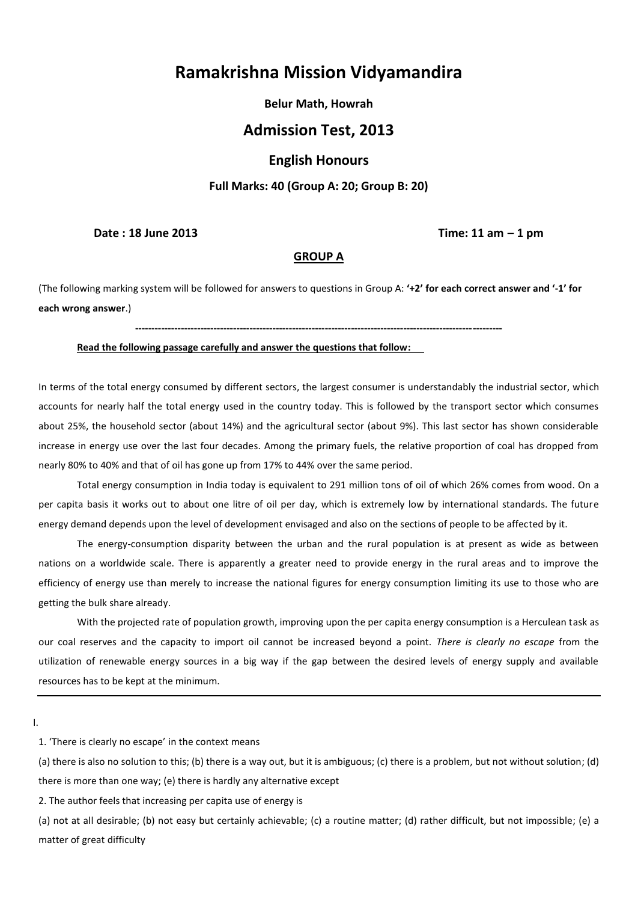# Ramakrishna Mission Vidyamandira

**Belur Math, Howrah**

## Admission Test, 2013

### English Honours

**Full Marks: 40 (Group A: 20; Group B: 20)**

**Date : 18 June 2013** **Time: 11 am – 1 pm**

**GROUP A**

(The following marking system will be followed for answers to questions in Group A: **'+2' for each correct answer and '-1' for each wrong answer**.)

---

**Read the following passage carefully and answer the questions that follow:**

In terms of the total energy consumed by different sectors, the largest consumer is understandably the industrial sector, which accounts for nearly half the total energy used in the country today. This is followed by the transport sector which consumes about 25%, the household sector (about 14%) and the agricultural sector (about 9%). This last sector has shown considerable increase in energy use over the last four decades. Among the primary fuels, the relative proportion of coal has dropped from nearly 80% to 40% and that of oil has gone up from 17% to 44% over the same period.

Total energy consumption in India today is equivalent to 291 million tons of oil of which 26% comes from wood. On a per capita basis it works out to about one litre of oil per day, which is extremely low by international standards. The future energy demand depends upon the level of development envisaged and also on the sections of people to be affected by it.

The energy-consumption disparity between the urban and the rural population is at present as wide as between nations on a worldwide scale. There is apparently a greater need to provide energy in the rural areas and to improve the efficiency of energy use than merely to increase the national figures for energy consumption limiting its use to those who are getting the bulk share already.

With the projected rate of population growth, improving upon the per capita energy consumption is a Herculean task as our coal reserves and the capacity to import oil cannot be increased beyond a point. *There is clearly no escape* from the utilization of renewable energy sources in a big way if the gap between the desired levels of energy supply and available resources has to be kept at the minimum.

---

I.

1. 'There is clearly no escape' in the context means

(a) there is also no solution to this; (b) there is a way out, but it is ambiguous; (c) there is a problem, but not without solution; (d) there is more than one way; (e) there is hardly any alternative except

2. The author feels that increasing per capita use of energy is

(a) not at all desirable; (b) not easy but certainly achievable; (c) a routine matter; (d) rather difficult, but not impossible; (e) a matter of great difficulty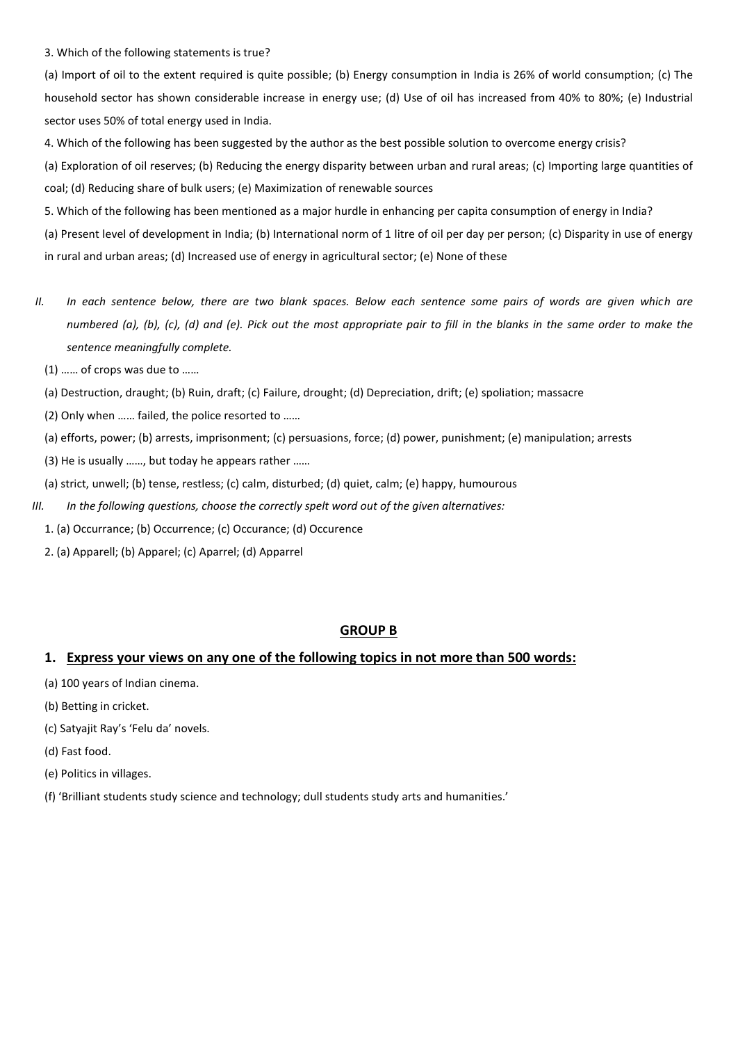3. Which of the following statements is true?

(a) Import of oil to the extent required is quite possible; (b) Energy consumption in India is 26% of world consumption; (c) The household sector has shown considerable increase in energy use; (d) Use of oil has increased from 40% to 80%; (e) Industrial sector uses 50% of total energy used in India.

4. Which of the following has been suggested by the author as the best possible solution to overcome energy crisis?

(a) Exploration of oil reserves; (b) Reducing the energy disparity between urban and rural areas; (c) Importing large quantities of coal; (d) Reducing share of bulk users; (e) Maximization of renewable sources

5. Which of the following has been mentioned as a major hurdle in enhancing per capita consumption of energy in India?

(a) Present level of development in India; (b) International norm of 1 litre of oil per day per person; (c) Disparity in use of energy in rural and urban areas; (d) Increased use of energy in agricultural sector; (e) None of these

II. *In each sentence below, there are two blank spaces. Below each sentence some pairs of words are given which are numbered (a), (b), (c), (d) and (e). Pick out the most appropriate pair to fill in the blanks in the same order to make the sentence meaningfully complete.*

(1) …… of crops was due to ……

(a) Destruction, draught; (b) Ruin, draft; (c) Failure, drought; (d) Depreciation, drift; (e) spoliation; massacre

(2) Only when …… failed, the police resorted to ……

(a) efforts, power; (b) arrests, imprisonment; (c) persuasions, force; (d) power, punishment; (e) manipulation; arrests

(3) He is usually ……, but today he appears rather ……

(a) strict, unwell; (b) tense, restless; (c) calm, disturbed; (d) quiet, calm; (e) happy, humourous

III. *In the following questions, choose the correctly spelt word out of the given alternatives:*

1. (a) Occurrance; (b) Occurrence; (c) Occurance; (d) Occurence
2. (a) Apparell; (b) Apparel; (c) Aparrel; (d) Apparrel

## GROUP B

### 1. Express your views on any one of the following topics in not more than 500 words:

(a) 100 years of Indian cinema.

(b) Betting in cricket.

(c) Satyajit Ray's 'Felu da' novels.

(d) Fast food.

(e) Politics in villages.

(f) 'Brilliant students study science and technology; dull students study arts and humanities.'